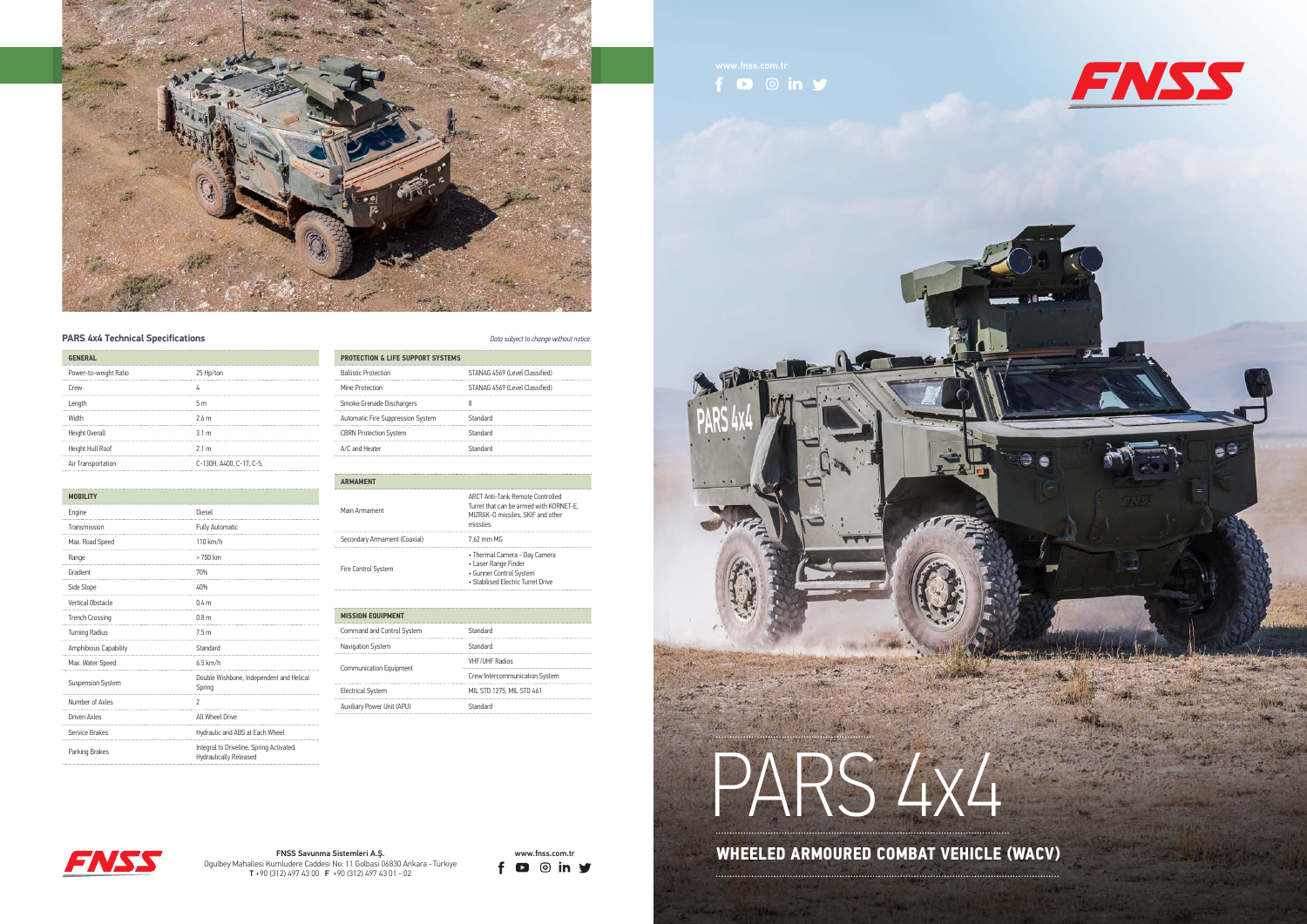# PARS 4x4

## WHEELED ARMOURED COMBAT VEHICLE (WACV)

www.fnss.com.tr

FNSS

## PARS 4x4 Technical Specifications

*Data subject to change without notice.*

| GENERAL | |
|---|---|
| Power-to-weight Ratio | 25 Hp/ton |
| Crew | 4 |
| Length | 5 m |
| Width | 2.6 m |
| Height Overall | 3.1 m |
| Height Hull Roof | 2.1 m |
| Air Transportation | C-130H, A400, C-17, C-5, |

| MOBILITY | |
|---|---|
| Engine | Diesel |
| Transmission | Fully Automatic |
| Max. Road Speed | 110 km/h |
| Range | > 700 km |
| Gradient | 70% |
| Side Slope | 40% |
| Vertical Obstacle | 0.4 m |
| Trench Crossing | 0.8 m |
| Turning Radius | 7.5 m |
| Amphibious Capability | Standard |
| Max. Water Speed | 6.5 km/h |
| Suspension System | Double Wishbone, Independent and Helical Spring |
| Number of Axles | 2 |
| Driven Axles | All Wheel Drive |
| Service Brakes | Hydraulic and ABS at Each Wheel |
| Parking Brakes | Integral to Driveline, Spring Activated, Hydraulically Released |

| PROTECTION & LIFE SUPPORT SYSTEMS | |
|---|---|
| Ballistic Protection | STANAG 4569 (Level Classified) |
| Mine Protection | STANAG 4569 (Level Classified) |
| Smoke Grenade Dischargers | 8 |
| Automatic Fire Suppression System | Standard |
| CBRN Protection System | Standard |
| A/C and Heater | Standard |

| ARMAMENT | |
|---|---|
| Main Armament | ARCT Anti-Tank Remote Controlled Turret that can be armed with KORNET-E, MIZRAK-O missiles, SKIF and other missiles |
| Secondary Armament (Coaxial) | 7.62 mm MG |
| Fire Control System | + Thermal Camera - Day Camera<br>+ Laser Range Finder<br>+ Gunner Control System<br>+ Stabilised Electric Turret Drive |

| MISSION EQUIPMENT | |
|---|---|
| Command and Control System | Standard |
| Navigation System | Standard |
| Communication Equipment | VHF/UHF Radios<br>Crew Intercommunication System |
| Electrical System | MIL STD 1275, MIL STD 461 |
| Auxiliary Power Unit (APU) | Standard |

**FNSS Savunma Sistemleri A.Ş.**
Ogulbey Mahallesi Kumludere Caddesi No: 11 Golbasi 06830 Ankara - Türkiye
**T** +90 (312) 497 43 00 **F** +90 (312) 497 43 01 - 02

www.fnss.com.tr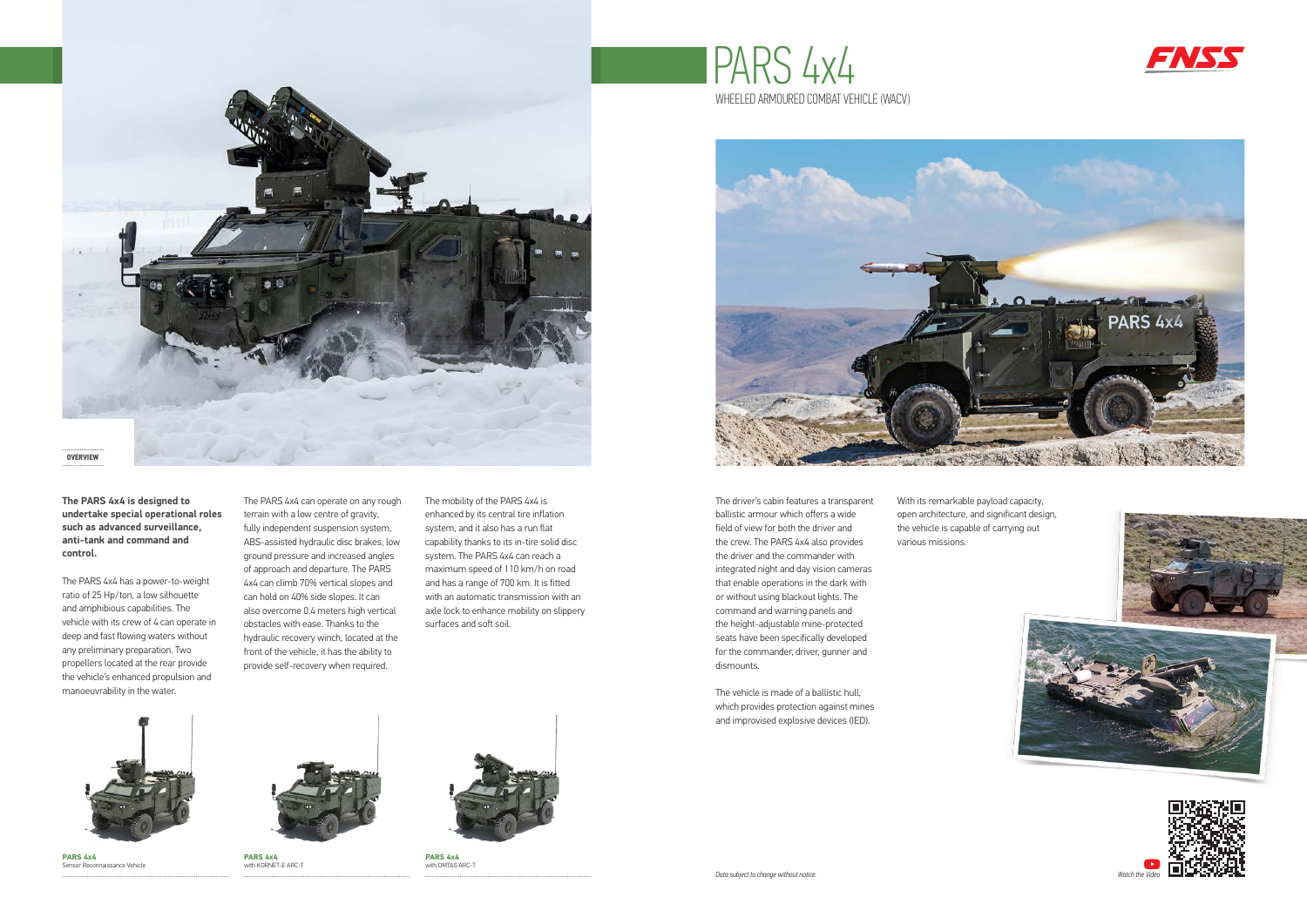# PARS 4x4

WHEELED ARMOURED COMBAT VEHICLE (WACV)

OVERVIEW

**The PARS 4x4 is designed to undertake special operational roles such as advanced surveillance, anti-tank and command and control.**

The PARS 4x4 has a power-to-weight ratio of 25 Hp/ton, a low silhouette and amphibious capabilities. The vehicle with its crew of 4 can operate in deep and fast flowing waters without any preliminary preparation. Two propellers located at the rear provide the vehicle's enhanced propulsion and manoeuvrability in the water.

The PARS 4x4 can operate on any rough terrain with a low centre of gravity, fully independent suspension system, ABS-assisted hydraulic disc brakes, low ground pressure and increased angles of approach and departure. The PARS 4x4 can climb 70% vertical slopes and can hold on 40% side slopes. It can also overcome 0.4 meters high vertical obstacles with ease. Thanks to the hydraulic recovery winch, located at the front of the vehicle, it has the ability to provide self-recovery when required.

The mobility of the PARS 4x4 is enhanced by its central tire inflation system, and it also has a run flat capability thanks to its in-tire solid disc system. The PARS 4x4 can reach a maximum speed of 110 km/h on road and has a range of 700 km. It is fitted with an automatic transmission with an axle lock to enhance mobility on slippery surfaces and soft soil.

**PARS 4x4**
Sensor Reconnaissance Vehicle

**PARS 4x4**
with KORNET-E ARC-T

**PARS 4x4**
with OMTAS ARC-T

The driver's cabin features a transparent ballistic armour which offers a wide field of view for both the driver and the crew. The PARS 4x4 also provides the driver and the commander with integrated night and day vision cameras that enable operations in the dark with or without using blackout lights. The command and warning panels and the height-adjustable mine-protected seats have been specifically developed for the commander, driver, gunner and dismounts.

The vehicle is made of a ballistic hull, which provides protection against mines and improvised explosive devices (IED).

With its remarkable payload capacity, open architecture, and significant design, the vehicle is capable of carrying out various missions.

*Data subject to change without notice.*

*Watch the Video*